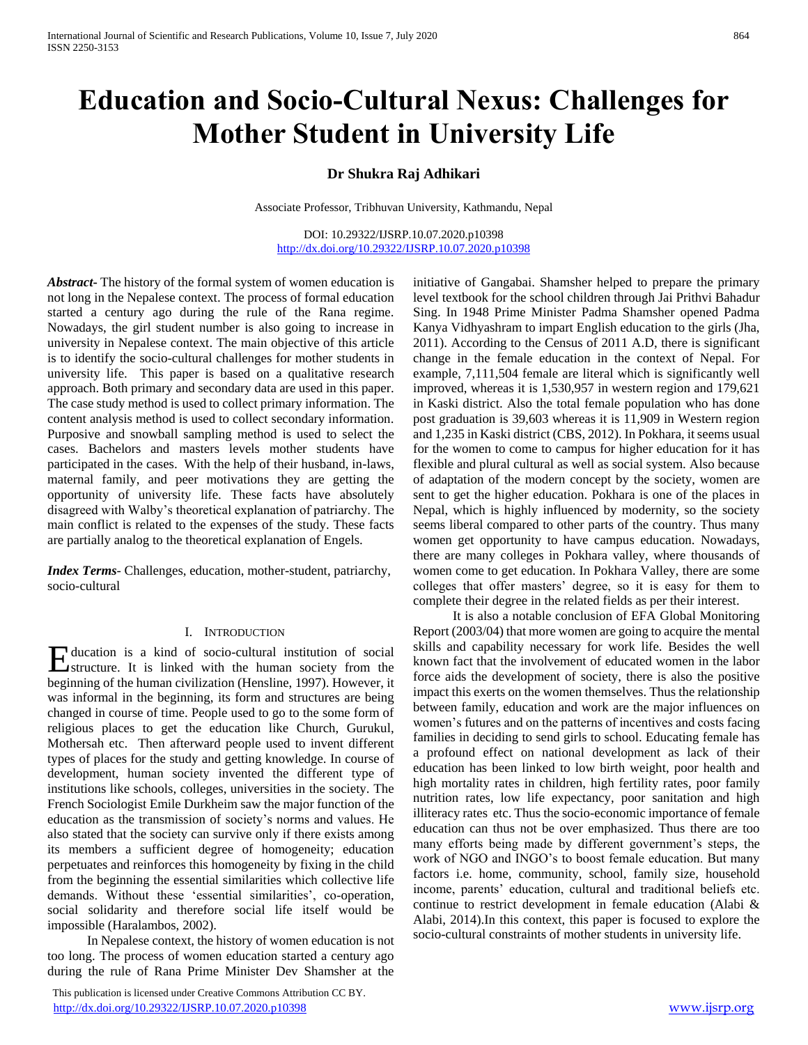# Education and Socio-Cultural Nexus: Challenges for Mother Student in University Life

**Dr Shukra Raj Adhikari**

Associate Professor, Tribhuvan University, Kathmandu, Nepal

DOI: 10.29322/IJSRP.10.07.2020.p10398
http://dx.doi.org/10.29322/IJSRP.10.07.2020.p10398

***Abstract*****-** The history of the formal system of women education is not long in the Nepalese context. The process of formal education started a century ago during the rule of the Rana regime. Nowadays, the girl student number is also going to increase in university in Nepalese context. The main objective of this article is to identify the socio-cultural challenges for mother students in university life. This paper is based on a qualitative research approach. Both primary and secondary data are used in this paper. The case study method is used to collect primary information. The content analysis method is used to collect secondary information. Purposive and snowball sampling method is used to select the cases. Bachelors and masters levels mother students have participated in the cases. With the help of their husband, in-laws, maternal family, and peer motivations they are getting the opportunity of university life. These facts have absolutely disagreed with Walby's theoretical explanation of patriarchy. The main conflict is related to the expenses of the study. These facts are partially analog to the theoretical explanation of Engels.

***Index Terms*****-** Challenges, education, mother-student, patriarchy, socio-cultural

## I. Introduction

Education is a kind of socio-cultural institution of social structure. It is linked with the human society from the beginning of the human civilization (Hensline, 1997). However, it was informal in the beginning, its form and structures are being changed in course of time. People used to go to the some form of religious places to get the education like Church, Gurukul, Mothersah etc. Then afterward people used to invent different types of places for the study and getting knowledge. In course of development, human society invented the different type of institutions like schools, colleges, universities in the society. The French Sociologist Emile Durkheim saw the major function of the education as the transmission of society's norms and values. He also stated that the society can survive only if there exists among its members a sufficient degree of homogeneity; education perpetuates and reinforces this homogeneity by fixing in the child from the beginning the essential similarities which collective life demands. Without these 'essential similarities', co-operation, social solidarity and therefore social life itself would be impossible (Haralambos, 2002).

In Nepalese context, the history of women education is not too long. The process of women education started a century ago during the rule of Rana Prime Minister Dev Shamsher at the initiative of Gangabai. Shamsher helped to prepare the primary level textbook for the school children through Jai Prithvi Bahadur Sing. In 1948 Prime Minister Padma Shamsher opened Padma Kanya Vidhyashram to impart English education to the girls (Jha, 2011). According to the Census of 2011 A.D, there is significant change in the female education in the context of Nepal. For example, 7,111,504 female are literal which is significantly well improved, whereas it is 1,530,957 in western region and 179,621 in Kaski district. Also the total female population who has done post graduation is 39,603 whereas it is 11,909 in Western region and 1,235 in Kaski district (CBS, 2012). In Pokhara, it seems usual for the women to come to campus for higher education for it has flexible and plural cultural as well as social system. Also because of adaptation of the modern concept by the society, women are sent to get the higher education. Pokhara is one of the places in Nepal, which is highly influenced by modernity, so the society seems liberal compared to other parts of the country. Thus many women get opportunity to have campus education. Nowadays, there are many colleges in Pokhara valley, where thousands of women come to get education. In Pokhara Valley, there are some colleges that offer masters' degree, so it is easy for them to complete their degree in the related fields as per their interest.

It is also a notable conclusion of EFA Global Monitoring Report (2003/04) that more women are going to acquire the mental skills and capability necessary for work life. Besides the well known fact that the involvement of educated women in the labor force aids the development of society, there is also the positive impact this exerts on the women themselves. Thus the relationship between family, education and work are the major influences on women's futures and on the patterns of incentives and costs facing families in deciding to send girls to school. Educating female has a profound effect on national development as lack of their education has been linked to low birth weight, poor health and high mortality rates in children, high fertility rates, poor family nutrition rates, low life expectancy, poor sanitation and high illiteracy rates etc. Thus the socio-economic importance of female education can thus not be over emphasized. Thus there are too many efforts being made by different government's steps, the work of NGO and INGO's to boost female education. But many factors i.e. home, community, school, family size, household income, parents' education, cultural and traditional beliefs etc. continue to restrict development in female education (Alabi & Alabi, 2014).In this context, this paper is focused to explore the socio-cultural constraints of mother students in university life.

This publication is licensed under Creative Commons Attribution CC BY.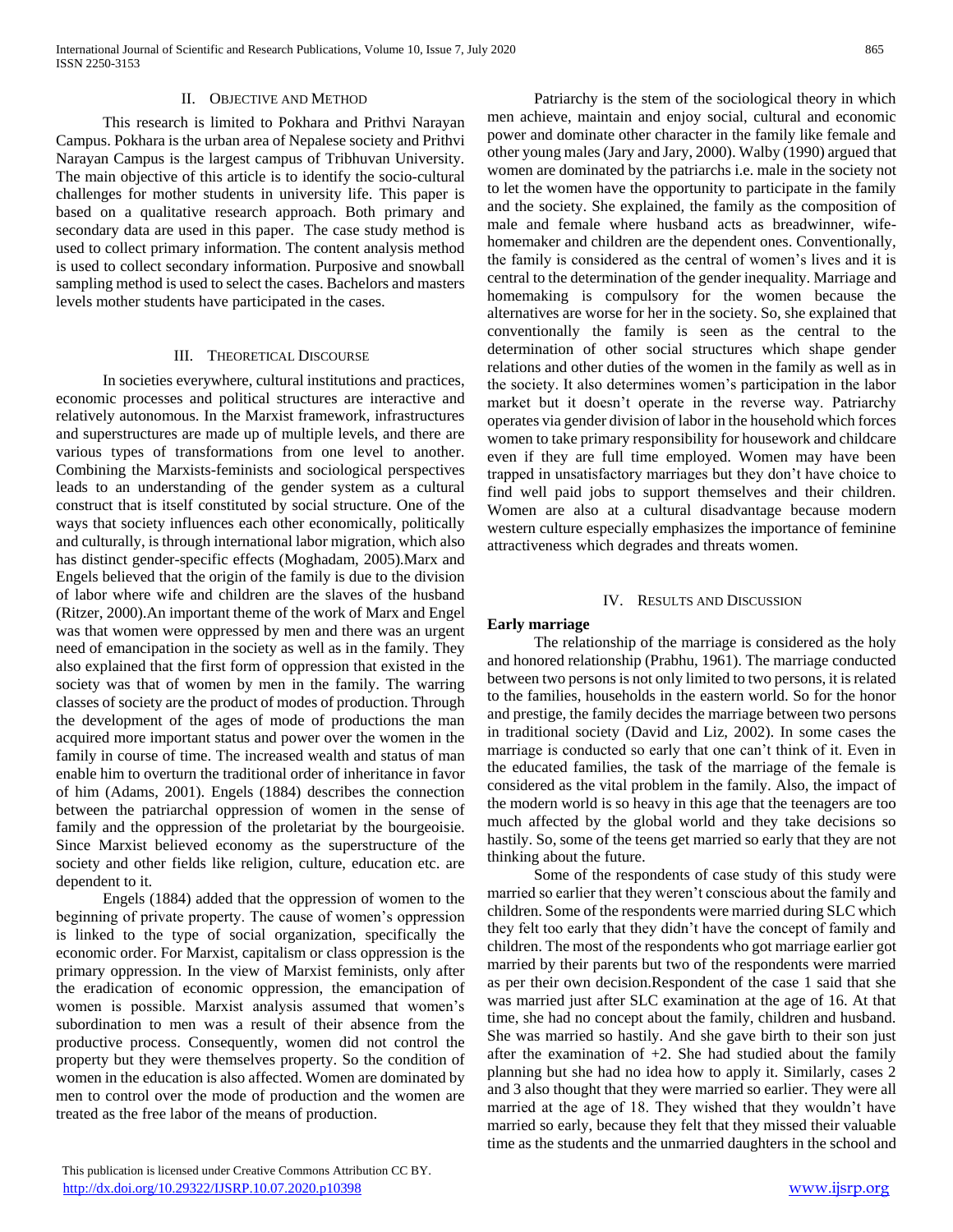## II. Objective and Method

This research is limited to Pokhara and Prithvi Narayan Campus. Pokhara is the urban area of Nepalese society and Prithvi Narayan Campus is the largest campus of Tribhuvan University. The main objective of this article is to identify the socio-cultural challenges for mother students in university life. This paper is based on a qualitative research approach. Both primary and secondary data are used in this paper. The case study method is used to collect primary information. The content analysis method is used to collect secondary information. Purposive and snowball sampling method is used to select the cases. Bachelors and masters levels mother students have participated in the cases.

## III. Theoretical Discourse

In societies everywhere, cultural institutions and practices, economic processes and political structures are interactive and relatively autonomous. In the Marxist framework, infrastructures and superstructures are made up of multiple levels, and there are various types of transformations from one level to another. Combining the Marxists-feminists and sociological perspectives leads to an understanding of the gender system as a cultural construct that is itself constituted by social structure. One of the ways that society influences each other economically, politically and culturally, is through international labor migration, which also has distinct gender-specific effects (Moghadam, 2005).Marx and Engels believed that the origin of the family is due to the division of labor where wife and children are the slaves of the husband (Ritzer, 2000).An important theme of the work of Marx and Engel was that women were oppressed by men and there was an urgent need of emancipation in the society as well as in the family. They also explained that the first form of oppression that existed in the society was that of women by men in the family. The warring classes of society are the product of modes of production. Through the development of the ages of mode of productions the man acquired more important status and power over the women in the family in course of time. The increased wealth and status of man enable him to overturn the traditional order of inheritance in favor of him (Adams, 2001). Engels (1884) describes the connection between the patriarchal oppression of women in the sense of family and the oppression of the proletariat by the bourgeoisie. Since Marxist believed economy as the superstructure of the society and other fields like religion, culture, education etc. are dependent to it.

Engels (1884) added that the oppression of women to the beginning of private property. The cause of women's oppression is linked to the type of social organization, specifically the economic order. For Marxist, capitalism or class oppression is the primary oppression. In the view of Marxist feminists, only after the eradication of economic oppression, the emancipation of women is possible. Marxist analysis assumed that women's subordination to men was a result of their absence from the productive process. Consequently, women did not control the property but they were themselves property. So the condition of women in the education is also affected. Women are dominated by men to control over the mode of production and the women are treated as the free labor of the means of production.

Patriarchy is the stem of the sociological theory in which men achieve, maintain and enjoy social, cultural and economic power and dominate other character in the family like female and other young males (Jary and Jary, 2000). Walby (1990) argued that women are dominated by the patriarchs i.e. male in the society not to let the women have the opportunity to participate in the family and the society. She explained, the family as the composition of male and female where husband acts as breadwinner, wife-homemaker and children are the dependent ones. Conventionally, the family is considered as the central of women's lives and it is central to the determination of the gender inequality. Marriage and homemaking is compulsory for the women because the alternatives are worse for her in the society. So, she explained that conventionally the family is seen as the central to the determination of other social structures which shape gender relations and other duties of the women in the family as well as in the society. It also determines women's participation in the labor market but it doesn't operate in the reverse way. Patriarchy operates via gender division of labor in the household which forces women to take primary responsibility for housework and childcare even if they are full time employed. Women may have been trapped in unsatisfactory marriages but they don't have choice to find well paid jobs to support themselves and their children. Women are also at a cultural disadvantage because modern western culture especially emphasizes the importance of feminine attractiveness which degrades and threats women.

## IV. Results and Discussion

**Early marriage**

The relationship of the marriage is considered as the holy and honored relationship (Prabhu, 1961). The marriage conducted between two persons is not only limited to two persons, it is related to the families, households in the eastern world. So for the honor and prestige, the family decides the marriage between two persons in traditional society (David and Liz, 2002). In some cases the marriage is conducted so early that one can't think of it. Even in the educated families, the task of the marriage of the female is considered as the vital problem in the family. Also, the impact of the modern world is so heavy in this age that the teenagers are too much affected by the global world and they take decisions so hastily. So, some of the teens get married so early that they are not thinking about the future.

Some of the respondents of case study of this study were married so earlier that they weren't conscious about the family and children. Some of the respondents were married during SLC which they felt too early that they didn't have the concept of family and children. The most of the respondents who got marriage earlier got married by their parents but two of the respondents were married as per their own decision.Respondent of the case 1 said that she was married just after SLC examination at the age of 16. At that time, she had no concept about the family, children and husband. She was married so hastily. And she gave birth to their son just after the examination of +2. She had studied about the family planning but she had no idea how to apply it. Similarly, cases 2 and 3 also thought that they were married so earlier. They were all married at the age of 18. They wished that they wouldn't have married so early, because they felt that they missed their valuable time as the students and the unmarried daughters in the school and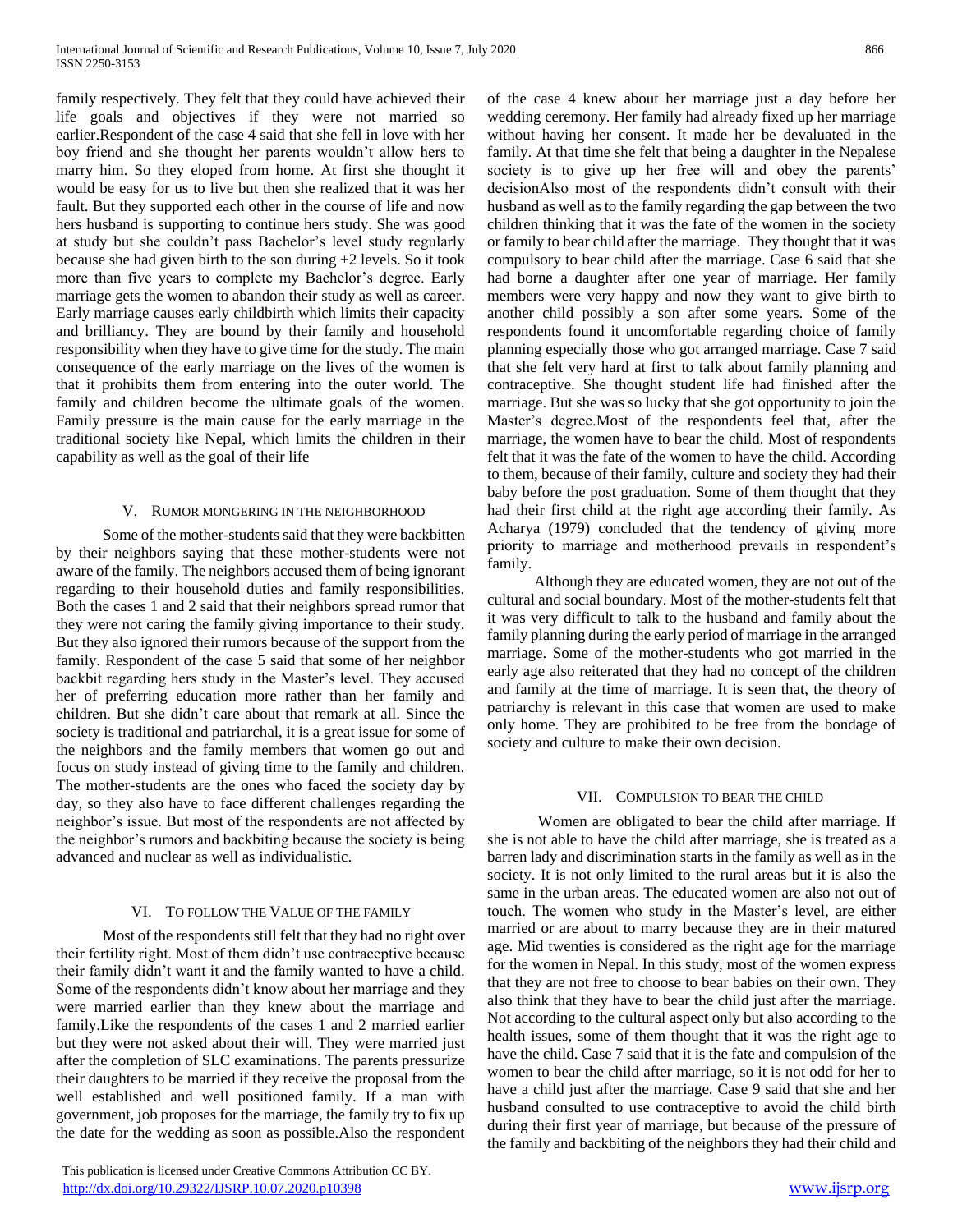family respectively. They felt that they could have achieved their life goals and objectives if they were not married so earlier.Respondent of the case 4 said that she fell in love with her boy friend and she thought her parents wouldn't allow hers to marry him. So they eloped from home. At first she thought it would be easy for us to live but then she realized that it was her fault. But they supported each other in the course of life and now hers husband is supporting to continue hers study. She was good at study but she couldn't pass Bachelor's level study regularly because she had given birth to the son during +2 levels. So it took more than five years to complete my Bachelor's degree. Early marriage gets the women to abandon their study as well as career. Early marriage causes early childbirth which limits their capacity and brilliancy. They are bound by their family and household responsibility when they have to give time for the study. The main consequence of the early marriage on the lives of the women is that it prohibits them from entering into the outer world. The family and children become the ultimate goals of the women. Family pressure is the main cause for the early marriage in the traditional society like Nepal, which limits the children in their capability as well as the goal of their life

## V. Rumor mongering in the neighborhood

Some of the mother-students said that they were backbitten by their neighbors saying that these mother-students were not aware of the family. The neighbors accused them of being ignorant regarding to their household duties and family responsibilities. Both the cases 1 and 2 said that their neighbors spread rumor that they were not caring the family giving importance to their study. But they also ignored their rumors because of the support from the family. Respondent of the case 5 said that some of her neighbor backbit regarding hers study in the Master's level. They accused her of preferring education more rather than her family and children. But she didn't care about that remark at all. Since the society is traditional and patriarchal, it is a great issue for some of the neighbors and the family members that women go out and focus on study instead of giving time to the family and children. The mother-students are the ones who faced the society day by day, so they also have to face different challenges regarding the neighbor's issue. But most of the respondents are not affected by the neighbor's rumors and backbiting because the society is being advanced and nuclear as well as individualistic.

## VI. To follow the Value of the family

Most of the respondents still felt that they had no right over their fertility right. Most of them didn't use contraceptive because their family didn't want it and the family wanted to have a child. Some of the respondents didn't know about her marriage and they were married earlier than they knew about the marriage and family.Like the respondents of the cases 1 and 2 married earlier but they were not asked about their will. They were married just after the completion of SLC examinations. The parents pressurize their daughters to be married if they receive the proposal from the well established and well positioned family. If a man with government, job proposes for the marriage, the family try to fix up the date for the wedding as soon as possible.Also the respondent of the case 4 knew about her marriage just a day before her wedding ceremony. Her family had already fixed up her marriage without having her consent. It made her be devaluated in the family. At that time she felt that being a daughter in the Nepalese society is to give up her free will and obey the parents' decisionAlso most of the respondents didn't consult with their husband as well as to the family regarding the gap between the two children thinking that it was the fate of the women in the society or family to bear child after the marriage. They thought that it was compulsory to bear child after the marriage. Case 6 said that she had borne a daughter after one year of marriage. Her family members were very happy and now they want to give birth to another child possibly a son after some years. Some of the respondents found it uncomfortable regarding choice of family planning especially those who got arranged marriage. Case 7 said that she felt very hard at first to talk about family planning and contraceptive. She thought student life had finished after the marriage. But she was so lucky that she got opportunity to join the Master's degree.Most of the respondents feel that, after the marriage, the women have to bear the child. Most of respondents felt that it was the fate of the women to have the child. According to them, because of their family, culture and society they had their baby before the post graduation. Some of them thought that they had their first child at the right age according their family. As Acharya (1979) concluded that the tendency of giving more priority to marriage and motherhood prevails in respondent's family.

Although they are educated women, they are not out of the cultural and social boundary. Most of the mother-students felt that it was very difficult to talk to the husband and family about the family planning during the early period of marriage in the arranged marriage. Some of the mother-students who got married in the early age also reiterated that they had no concept of the children and family at the time of marriage. It is seen that, the theory of patriarchy is relevant in this case that women are used to make only home. They are prohibited to be free from the bondage of society and culture to make their own decision.

## VII. Compulsion to bear the child

Women are obligated to bear the child after marriage. If she is not able to have the child after marriage, she is treated as a barren lady and discrimination starts in the family as well as in the society. It is not only limited to the rural areas but it is also the same in the urban areas. The educated women are also not out of touch. The women who study in the Master's level, are either married or are about to marry because they are in their matured age. Mid twenties is considered as the right age for the marriage for the women in Nepal. In this study, most of the women express that they are not free to choose to bear babies on their own. They also think that they have to bear the child just after the marriage. Not according to the cultural aspect only but also according to the health issues, some of them thought that it was the right age to have the child. Case 7 said that it is the fate and compulsion of the women to bear the child after marriage, so it is not odd for her to have a child just after the marriage. Case 9 said that she and her husband consulted to use contraceptive to avoid the child birth during their first year of marriage, but because of the pressure of the family and backbiting of the neighbors they had their child and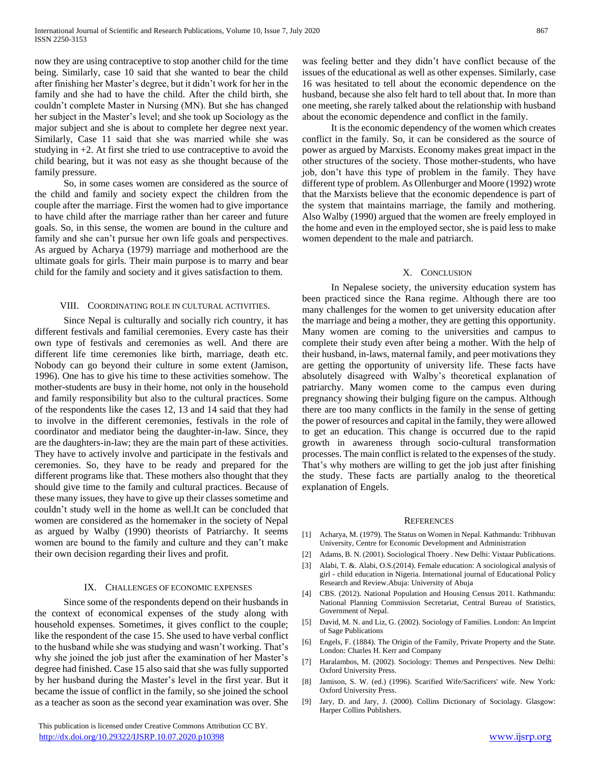now they are using contraceptive to stop another child for the time being. Similarly, case 10 said that she wanted to bear the child after finishing her Master's degree, but it didn't work for her in the family and she had to have the child. After the child birth, she couldn't complete Master in Nursing (MN). But she has changed her subject in the Master's level; and she took up Sociology as the major subject and she is about to complete her degree next year. Similarly, Case 11 said that she was married while she was studying in +2. At first she tried to use contraceptive to avoid the child bearing, but it was not easy as she thought because of the family pressure.

So, in some cases women are considered as the source of the child and family and society expect the children from the couple after the marriage. First the women had to give importance to have child after the marriage rather than her career and future goals. So, in this sense, the women are bound in the culture and family and she can't pursue her own life goals and perspectives. As argued by Acharya (1979) marriage and motherhood are the ultimate goals for girls. Their main purpose is to marry and bear child for the family and society and it gives satisfaction to them.

## VIII. Coordinating role in cultural activities.

Since Nepal is culturally and socially rich country, it has different festivals and familial ceremonies. Every caste has their own type of festivals and ceremonies as well. And there are different life time ceremonies like birth, marriage, death etc. Nobody can go beyond their culture in some extent (Jamison, 1996). One has to give his time to these activities somehow. The mother-students are busy in their home, not only in the household and family responsibility but also to the cultural practices. Some of the respondents like the cases 12, 13 and 14 said that they had to involve in the different ceremonies, festivals in the role of coordinator and mediator being the daughter-in-law. Since, they are the daughters-in-law; they are the main part of these activities. They have to actively involve and participate in the festivals and ceremonies. So, they have to be ready and prepared for the different programs like that. These mothers also thought that they should give time to the family and cultural practices. Because of these many issues, they have to give up their classes sometime and couldn't study well in the home as well.It can be concluded that women are considered as the homemaker in the society of Nepal as argued by Walby (1990) theorists of Patriarchy. It seems women are bound to the family and culture and they can't make their own decision regarding their lives and profit.

## IX. Challenges of economic expenses

Since some of the respondents depend on their husbands in the context of economical expenses of the study along with household expenses. Sometimes, it gives conflict to the couple; like the respondent of the case 15. She used to have verbal conflict to the husband while she was studying and wasn't working. That's why she joined the job just after the examination of her Master's degree had finished. Case 15 also said that she was fully supported by her husband during the Master's level in the first year. But it became the issue of conflict in the family, so she joined the school as a teacher as soon as the second year examination was over. She was feeling better and they didn't have conflict because of the issues of the educational as well as other expenses. Similarly, case 16 was hesitated to tell about the economic dependence on the husband, because she also felt hard to tell about that. In more than one meeting, she rarely talked about the relationship with husband about the economic dependence and conflict in the family.

It is the economic dependency of the women which creates conflict in the family. So, it can be considered as the source of power as argued by Marxists. Economy makes great impact in the other structures of the society. Those mother-students, who have job, don't have this type of problem in the family. They have different type of problem. As Ollenburger and Moore (1992) wrote that the Marxists believe that the economic dependence is part of the system that maintains marriage, the family and mothering. Also Walby (1990) argued that the women are freely employed in the home and even in the employed sector, she is paid less to make women dependent to the male and patriarch.

## X. Conclusion

In Nepalese society, the university education system has been practiced since the Rana regime. Although there are too many challenges for the women to get university education after the marriage and being a mother, they are getting this opportunity. Many women are coming to the universities and campus to complete their study even after being a mother. With the help of their husband, in-laws, maternal family, and peer motivations they are getting the opportunity of university life. These facts have absolutely disagreed with Walby's theoretical explanation of patriarchy. Many women come to the campus even during pregnancy showing their bulging figure on the campus. Although there are too many conflicts in the family in the sense of getting the power of resources and capital in the family, they were allowed to get an education. This change is occurred due to the rapid growth in awareness through socio-cultural transformation processes. The main conflict is related to the expenses of the study. That's why mothers are willing to get the job just after finishing the study. These facts are partially analog to the theoretical explanation of Engels.

## References

[1] Acharya, M. (1979). The Status on Women in Nepal. Kathmandu: Tribhuvan University, Centre for Economic Development and Administration

[2] Adams, B. N. (2001). Sociological Thoery . New Delhi: Vistaar Publications.

[3] Alabi, T. &. Alabi, O.S.(2014). Female education: A sociological analysis of girl - child education in Nigeria. International journal of Educational Policy Research and Review.Abuja: University of Abuja

[4] CBS. (2012). National Population and Housing Census 2011. Kathmandu: National Planning Commission Secretariat, Central Bureau of Statistics, Government of Nepal.

[5] David, M. N. and Liz, G. (2002). Sociology of Families. London: An Imprint of Sage Publications

[6] Engels, F. (1884). The Origin of the Family, Private Property and the State. London: Charles H. Kerr and Company

[7] Haralambos, M. (2002). Sociology: Themes and Perspectives. New Delhi: Oxford University Press.

[8] Jamison, S. W. (ed.) (1996). Scarified Wife/Sacrificers' wife. New York: Oxford University Press.

[9] Jary, D. and Jary, J. (2000). Collins Dictionary of Sociolagy. Glasgow: Harper Collins Publishers.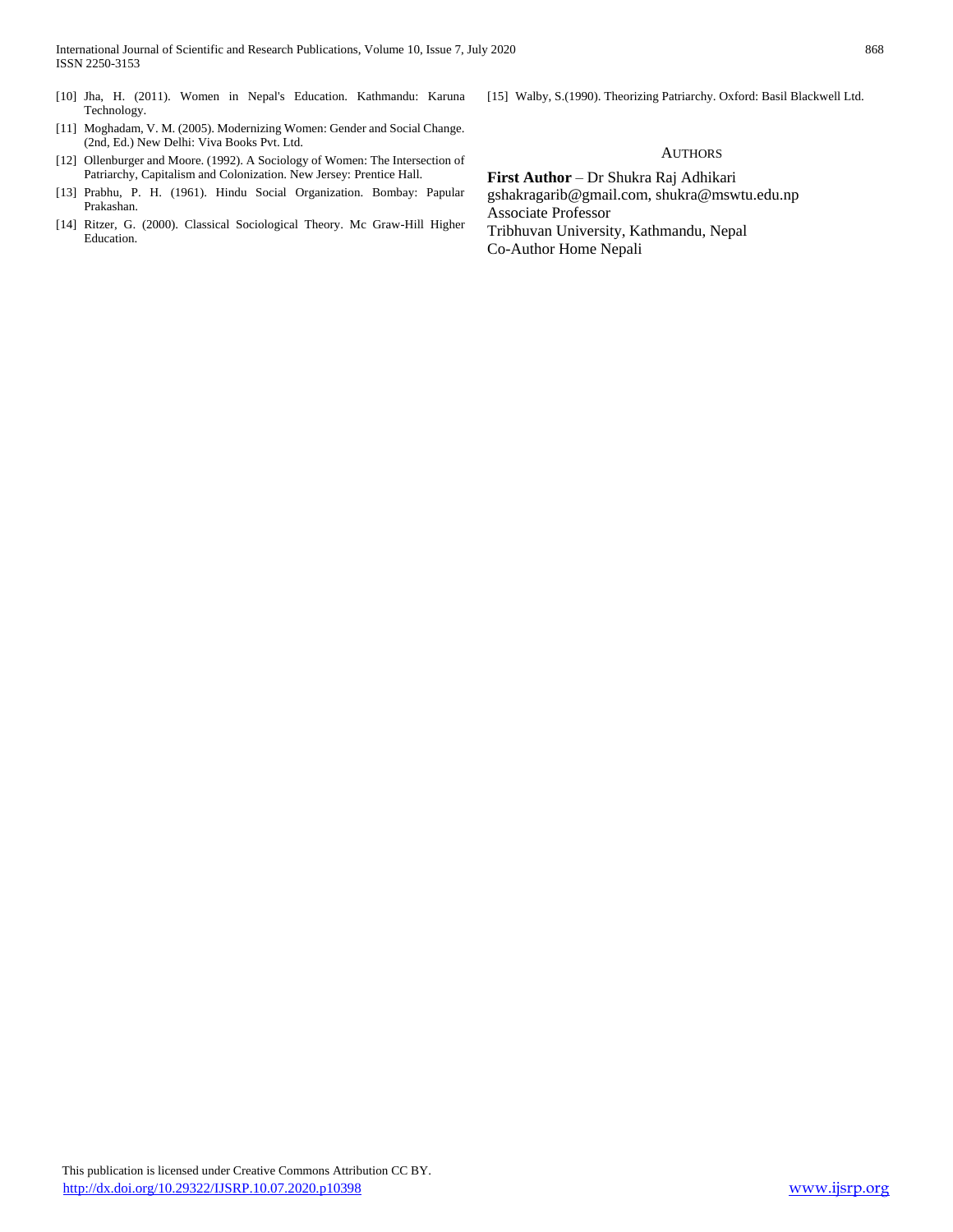[10] Jha, H. (2011). Women in Nepal's Education. Kathmandu: Karuna Technology.

[11] Moghadam, V. M. (2005). Modernizing Women: Gender and Social Change. (2nd, Ed.) New Delhi: Viva Books Pvt. Ltd.

[12] Ollenburger and Moore. (1992). A Sociology of Women: The Intersection of Patriarchy, Capitalism and Colonization. New Jersey: Prentice Hall.

[13] Prabhu, P. H. (1961). Hindu Social Organization. Bombay: Papular Prakashan.

[14] Ritzer, G. (2000). Classical Sociological Theory. Mc Graw-Hill Higher Education.

[15] Walby, S.(1990). Theorizing Patriarchy. Oxford: Basil Blackwell Ltd.

## AUTHORS

**First Author** – Dr Shukra Raj Adhikari
gshakragarib@gmail.com, shukra@mswtu.edu.np
Associate Professor
Tribhuvan University, Kathmandu, Nepal
Co-Author Home Nepali

This publication is licensed under Creative Commons Attribution CC BY.
http://dx.doi.org/10.29322/IJSRP.10.07.2020.p10398